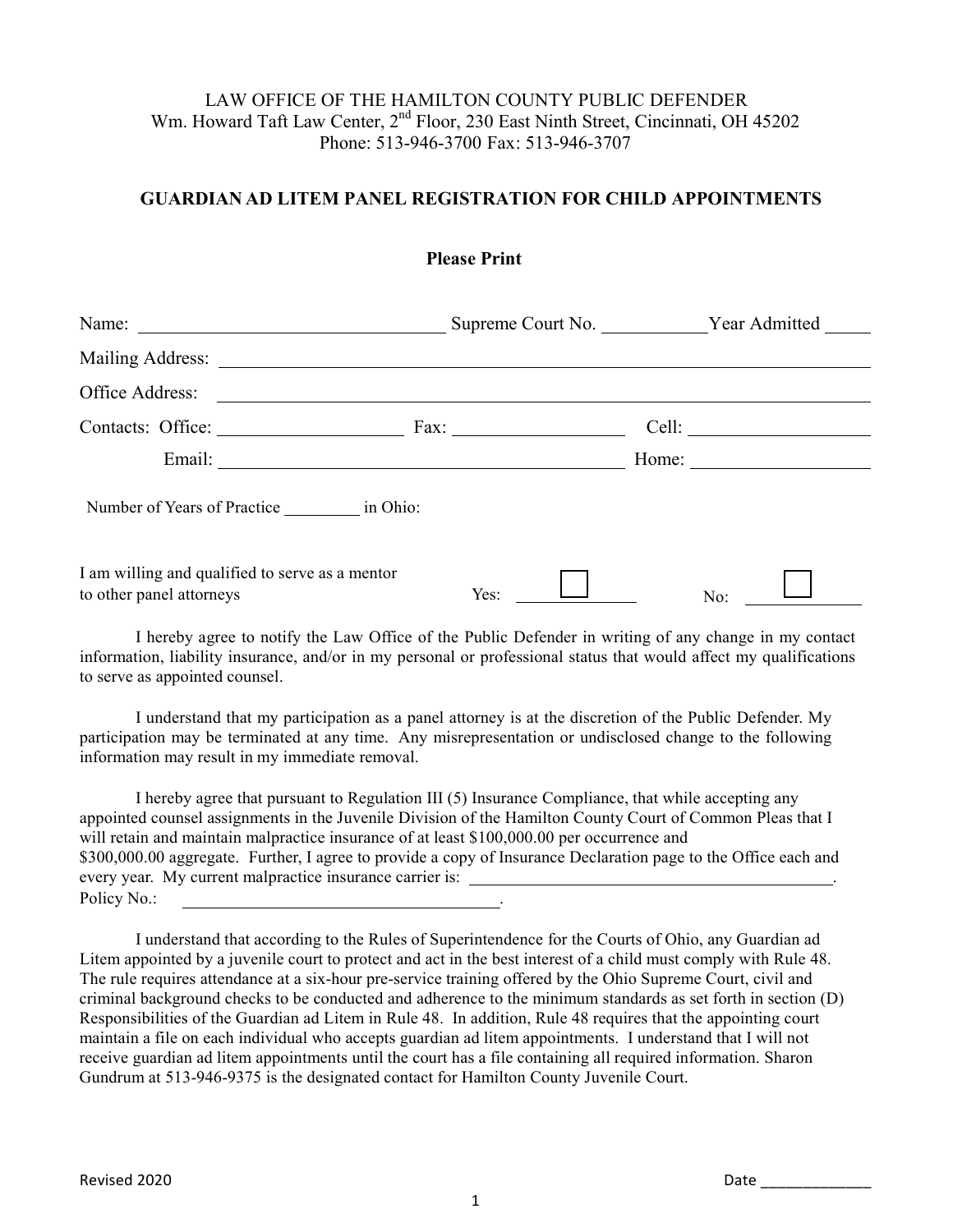LAW OFFICE OF THE HAMILTON COUNTY PUBLIC DEFENDER
Wm. Howard Taft Law Center, 2nd Floor, 230 East Ninth Street, Cincinnati, OH 45202
Phone: 513-946-3700 Fax: 513-946-3707

## GUARDIAN AD LITEM PANEL REGISTRATION FOR CHILD APPOINTMENTS

**Please Print**

Name: ______________________________ Supreme Court No. ___________ Year Admitted _____

Mailing Address: ______________________________________________________________

Office Address: _______________________________________________________________

Contacts: Office: __________________ Fax: _________________ Cell: __________________

Email: ________________________________________ Home: __________________

Number of Years of Practice _________ in Ohio:

I am willing and qualified to serve as a mentor to other panel attorneys Yes: ☐ No: ☐

I hereby agree to notify the Law Office of the Public Defender in writing of any change in my contact information, liability insurance, and/or in my personal or professional status that would affect my qualifications to serve as appointed counsel.

I understand that my participation as a panel attorney is at the discretion of the Public Defender. My participation may be terminated at any time. Any misrepresentation or undisclosed change to the following information may result in my immediate removal.

I hereby agree that pursuant to Regulation III (5) Insurance Compliance, that while accepting any appointed counsel assignments in the Juvenile Division of the Hamilton County Court of Common Pleas that I will retain and maintain malpractice insurance of at least $100,000.00 per occurrence and $300,000.00 aggregate. Further, I agree to provide a copy of Insurance Declaration page to the Office each and every year. My current malpractice insurance carrier is: ________________________________________.
Policy No.: ___________________________________.

I understand that according to the Rules of Superintendence for the Courts of Ohio, any Guardian ad Litem appointed by a juvenile court to protect and act in the best interest of a child must comply with Rule 48. The rule requires attendance at a six-hour pre-service training offered by the Ohio Supreme Court, civil and criminal background checks to be conducted and adherence to the minimum standards as set forth in section (D) Responsibilities of the Guardian ad Litem in Rule 48. In addition, Rule 48 requires that the appointing court maintain a file on each individual who accepts guardian ad litem appointments. I understand that I will not receive guardian ad litem appointments until the court has a file containing all required information. Sharon Gundrum at 513-946-9375 is the designated contact for Hamilton County Juvenile Court.

Revised 2020

Date ______________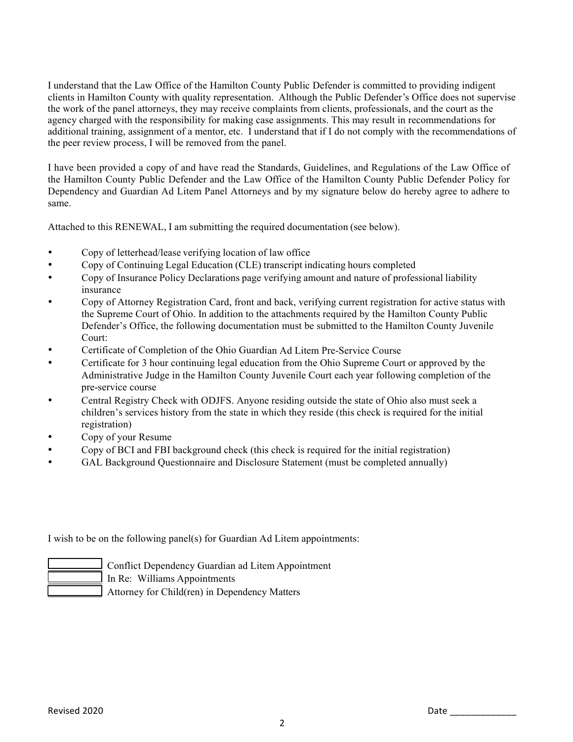I understand that the Law Office of the Hamilton County Public Defender is committed to providing indigent clients in Hamilton County with quality representation. Although the Public Defender's Office does not supervise the work of the panel attorneys, they may receive complaints from clients, professionals, and the court as the agency charged with the responsibility for making case assignments. This may result in recommendations for additional training, assignment of a mentor, etc. I understand that if I do not comply with the recommendations of the peer review process, I will be removed from the panel.

I have been provided a copy of and have read the Standards, Guidelines, and Regulations of the Law Office of the Hamilton County Public Defender and the Law Office of the Hamilton County Public Defender Policy for Dependency and Guardian Ad Litem Panel Attorneys and by my signature below do hereby agree to adhere to same.

Attached to this RENEWAL, I am submitting the required documentation (see below).

- Copy of letterhead/lease verifying location of law office
- Copy of Continuing Legal Education (CLE) transcript indicating hours completed
- Copy of Insurance Policy Declarations page verifying amount and nature of professional liability insurance
- Copy of Attorney Registration Card, front and back, verifying current registration for active status with the Supreme Court of Ohio. In addition to the attachments required by the Hamilton County Public Defender's Office, the following documentation must be submitted to the Hamilton County Juvenile Court:
- Certificate of Completion of the Ohio Guardian Ad Litem Pre-Service Course
- Certificate for 3 hour continuing legal education from the Ohio Supreme Court or approved by the Administrative Judge in the Hamilton County Juvenile Court each year following completion of the pre-service course
- Central Registry Check with ODJFS. Anyone residing outside the state of Ohio also must seek a children's services history from the state in which they reside (this check is required for the initial registration)
- Copy of your Resume
- Copy of BCI and FBI background check (this check is required for the initial registration)
- GAL Background Questionnaire and Disclosure Statement (must be completed annually)

I wish to be on the following panel(s) for Guardian Ad Litem appointments:

☐ Conflict Dependency Guardian ad Litem Appointment
☐ In Re: Williams Appointments
☐ Attorney for Child(ren) in Dependency Matters

Revised 2020

Date _____________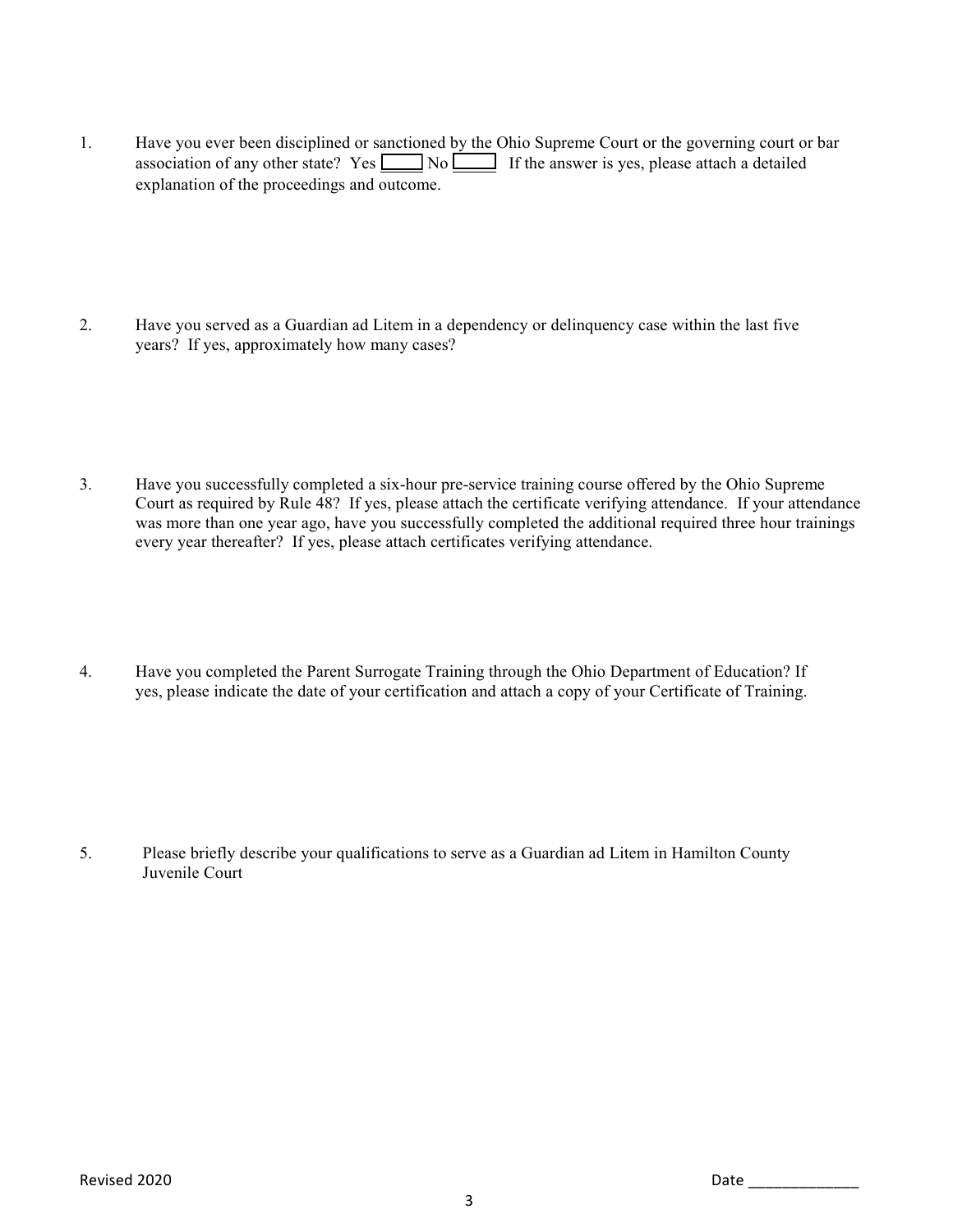1. Have you ever been disciplined or sanctioned by the Ohio Supreme Court or the governing court or bar association of any other state? Yes ☐ No ☐ If the answer is yes, please attach a detailed explanation of the proceedings and outcome.

2. Have you served as a Guardian ad Litem in a dependency or delinquency case within the last five years? If yes, approximately how many cases?

3. Have you successfully completed a six-hour pre-service training course offered by the Ohio Supreme Court as required by Rule 48? If yes, please attach the certificate verifying attendance. If your attendance was more than one year ago, have you successfully completed the additional required three hour trainings every year thereafter? If yes, please attach certificates verifying attendance.

4. Have you completed the Parent Surrogate Training through the Ohio Department of Education? If yes, please indicate the date of your certification and attach a copy of your Certificate of Training.

5. Please briefly describe your qualifications to serve as a Guardian ad Litem in Hamilton County Juvenile Court

Revised 2020 Date _____________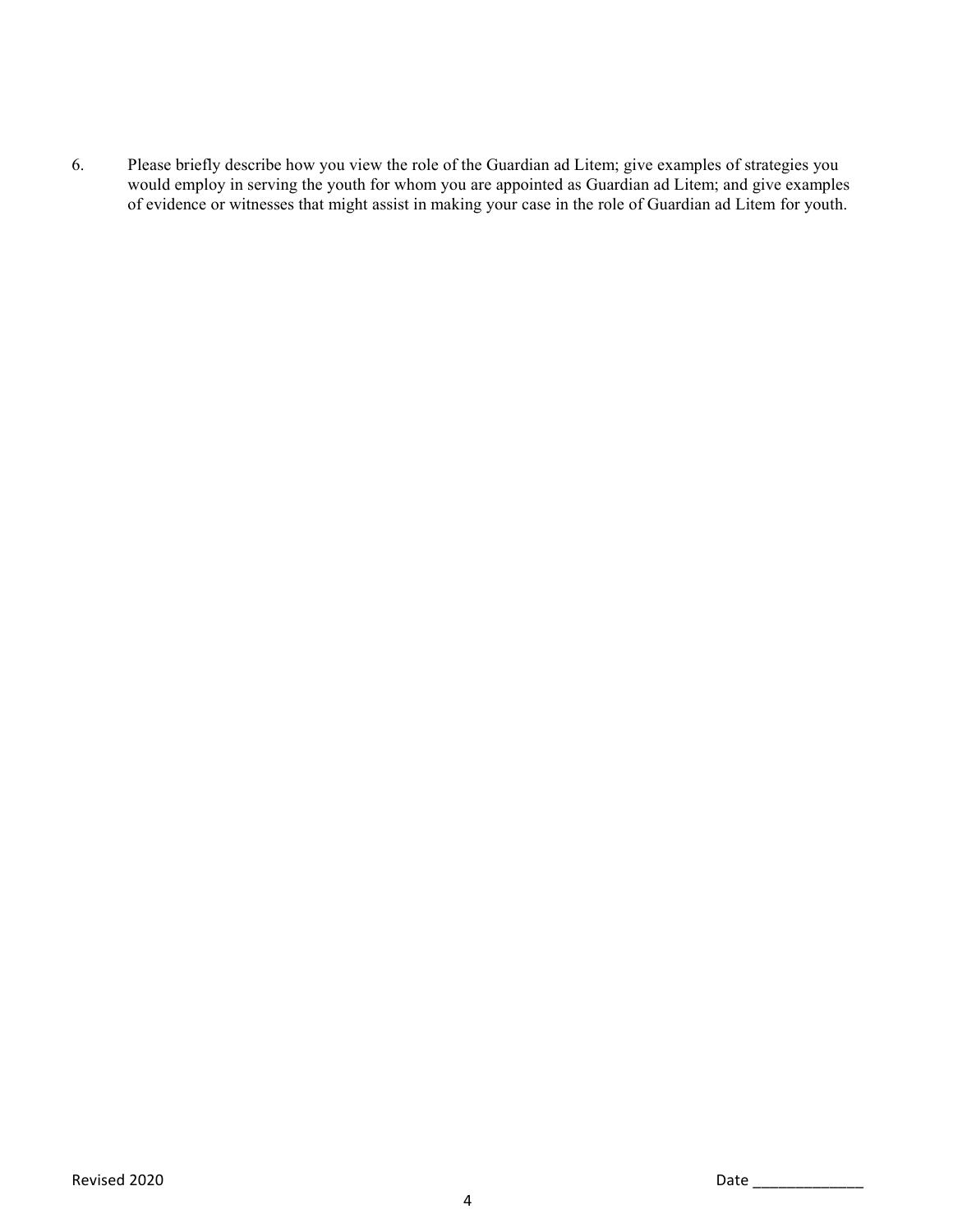6. Please briefly describe how you view the role of the Guardian ad Litem; give examples of strategies you would employ in serving the youth for whom you are appointed as Guardian ad Litem; and give examples of evidence or witnesses that might assist in making your case in the role of Guardian ad Litem for youth.

Revised 2020

Date _____________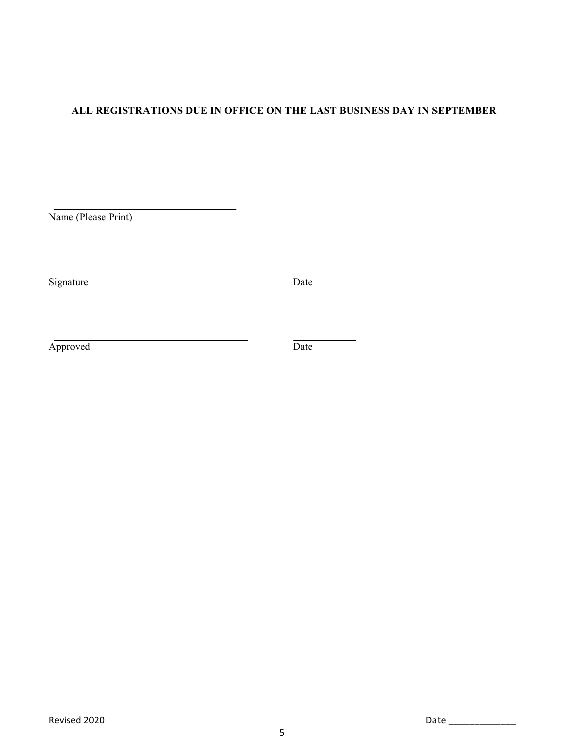**ALL REGISTRATIONS DUE IN OFFICE ON THE LAST BUSINESS DAY IN SEPTEMBER**

____________________________________
Name (Please Print)

____________________________________　　　___________
Signature　　　　　　　　　　　　　　　　　Date

____________________________________　　　___________
Approved　　　　　　　　　　　　　　　　　Date

Revised 2020　　　　　　　　　　　　　　　　　　　　　　　　　　Date _____________